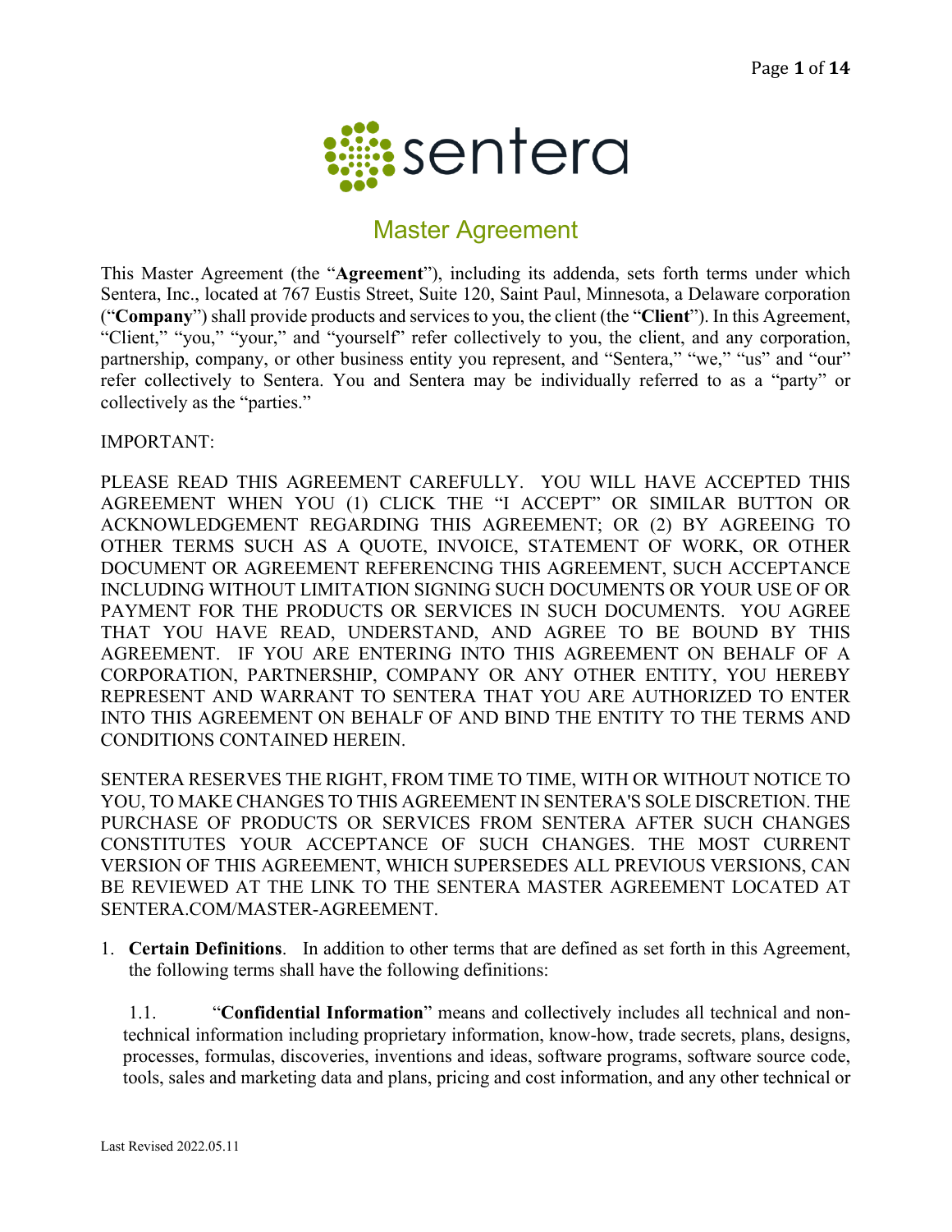# Master Agreement

This Master Agreement (the "**Agreement**"), including its addenda, sets forth terms under which Sentera, Inc., located at 767 Eustis Street, Suite 120, Saint Paul, Minnesota, a Delaware corporation ("**Company**") shall provide products and services to you, the client (the "**Client**"). In this Agreement, "Client," "you," "your," and "yourself" refer collectively to you, the client, and any corporation, partnership, company, or other business entity you represent, and "Sentera," "we," "us" and "our" refer collectively to Sentera. You and Sentera may be individually referred to as a "party" or collectively as the "parties."

IMPORTANT:

PLEASE READ THIS AGREEMENT CAREFULLY. YOU WILL HAVE ACCEPTED THIS AGREEMENT WHEN YOU (1) CLICK THE "I ACCEPT" OR SIMILAR BUTTON OR ACKNOWLEDGEMENT REGARDING THIS AGREEMENT; OR (2) BY AGREEING TO OTHER TERMS SUCH AS A QUOTE, INVOICE, STATEMENT OF WORK, OR OTHER DOCUMENT OR AGREEMENT REFERENCING THIS AGREEMENT, SUCH ACCEPTANCE INCLUDING WITHOUT LIMITATION SIGNING SUCH DOCUMENTS OR YOUR USE OF OR PAYMENT FOR THE PRODUCTS OR SERVICES IN SUCH DOCUMENTS. YOU AGREE THAT YOU HAVE READ, UNDERSTAND, AND AGREE TO BE BOUND BY THIS AGREEMENT. IF YOU ARE ENTERING INTO THIS AGREEMENT ON BEHALF OF A CORPORATION, PARTNERSHIP, COMPANY OR ANY OTHER ENTITY, YOU HEREBY REPRESENT AND WARRANT TO SENTERA THAT YOU ARE AUTHORIZED TO ENTER INTO THIS AGREEMENT ON BEHALF OF AND BIND THE ENTITY TO THE TERMS AND CONDITIONS CONTAINED HEREIN.

SENTERA RESERVES THE RIGHT, FROM TIME TO TIME, WITH OR WITHOUT NOTICE TO YOU, TO MAKE CHANGES TO THIS AGREEMENT IN SENTERA'S SOLE DISCRETION. THE PURCHASE OF PRODUCTS OR SERVICES FROM SENTERA AFTER SUCH CHANGES CONSTITUTES YOUR ACCEPTANCE OF SUCH CHANGES. THE MOST CURRENT VERSION OF THIS AGREEMENT, WHICH SUPERSEDES ALL PREVIOUS VERSIONS, CAN BE REVIEWED AT THE LINK TO THE SENTERA MASTER AGREEMENT LOCATED AT SENTERA.COM/MASTER-AGREEMENT.

1. **Certain Definitions**. In addition to other terms that are defined as set forth in this Agreement, the following terms shall have the following definitions:

   1.1. "**Confidential Information**" means and collectively includes all technical and non-technical information including proprietary information, know-how, trade secrets, plans, designs, processes, formulas, discoveries, inventions and ideas, software programs, software source code, tools, sales and marketing data and plans, pricing and cost information, and any other technical or

Last Revised 2022.05.11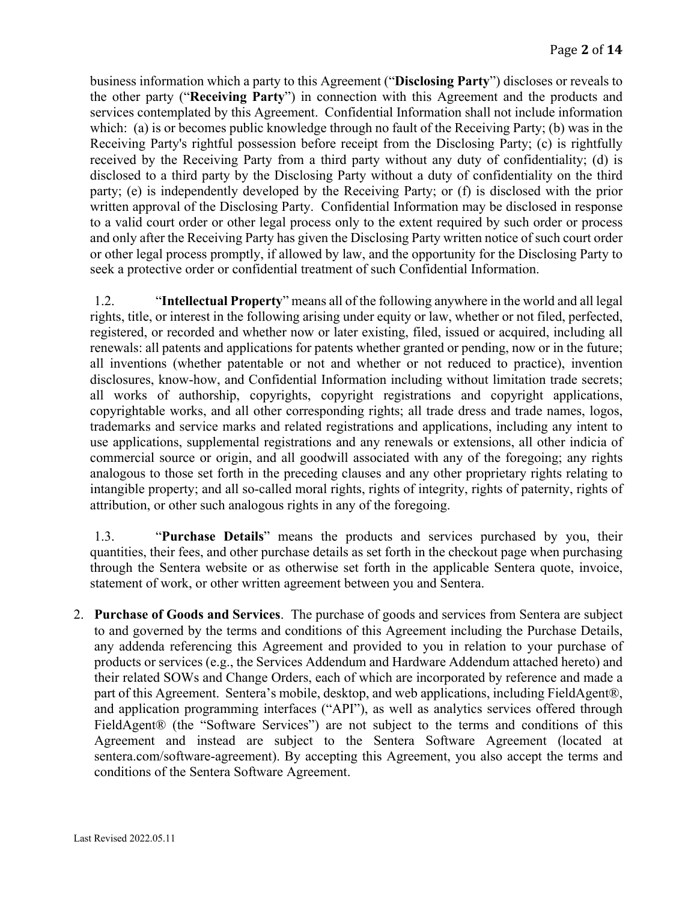business information which a party to this Agreement ("**Disclosing Party**") discloses or reveals to the other party ("**Receiving Party**") in connection with this Agreement and the products and services contemplated by this Agreement. Confidential Information shall not include information which: (a) is or becomes public knowledge through no fault of the Receiving Party; (b) was in the Receiving Party's rightful possession before receipt from the Disclosing Party; (c) is rightfully received by the Receiving Party from a third party without any duty of confidentiality; (d) is disclosed to a third party by the Disclosing Party without a duty of confidentiality on the third party; (e) is independently developed by the Receiving Party; or (f) is disclosed with the prior written approval of the Disclosing Party. Confidential Information may be disclosed in response to a valid court order or other legal process only to the extent required by such order or process and only after the Receiving Party has given the Disclosing Party written notice of such court order or other legal process promptly, if allowed by law, and the opportunity for the Disclosing Party to seek a protective order or confidential treatment of such Confidential Information.

1.2. "**Intellectual Property**" means all of the following anywhere in the world and all legal rights, title, or interest in the following arising under equity or law, whether or not filed, perfected, registered, or recorded and whether now or later existing, filed, issued or acquired, including all renewals: all patents and applications for patents whether granted or pending, now or in the future; all inventions (whether patentable or not and whether or not reduced to practice), invention disclosures, know-how, and Confidential Information including without limitation trade secrets; all works of authorship, copyrights, copyright registrations and copyright applications, copyrightable works, and all other corresponding rights; all trade dress and trade names, logos, trademarks and service marks and related registrations and applications, including any intent to use applications, supplemental registrations and any renewals or extensions, all other indicia of commercial source or origin, and all goodwill associated with any of the foregoing; any rights analogous to those set forth in the preceding clauses and any other proprietary rights relating to intangible property; and all so-called moral rights, rights of integrity, rights of paternity, rights of attribution, or other such analogous rights in any of the foregoing.

1.3. "**Purchase Details**" means the products and services purchased by you, their quantities, their fees, and other purchase details as set forth in the checkout page when purchasing through the Sentera website or as otherwise set forth in the applicable Sentera quote, invoice, statement of work, or other written agreement between you and Sentera.

2. **Purchase of Goods and Services**. The purchase of goods and services from Sentera are subject to and governed by the terms and conditions of this Agreement including the Purchase Details, any addenda referencing this Agreement and provided to you in relation to your purchase of products or services (e.g., the Services Addendum and Hardware Addendum attached hereto) and their related SOWs and Change Orders, each of which are incorporated by reference and made a part of this Agreement. Sentera's mobile, desktop, and web applications, including FieldAgent®, and application programming interfaces ("API"), as well as analytics services offered through FieldAgent® (the "Software Services") are not subject to the terms and conditions of this Agreement and instead are subject to the Sentera Software Agreement (located at sentera.com/software-agreement). By accepting this Agreement, you also accept the terms and conditions of the Sentera Software Agreement.

Last Revised 2022.05.11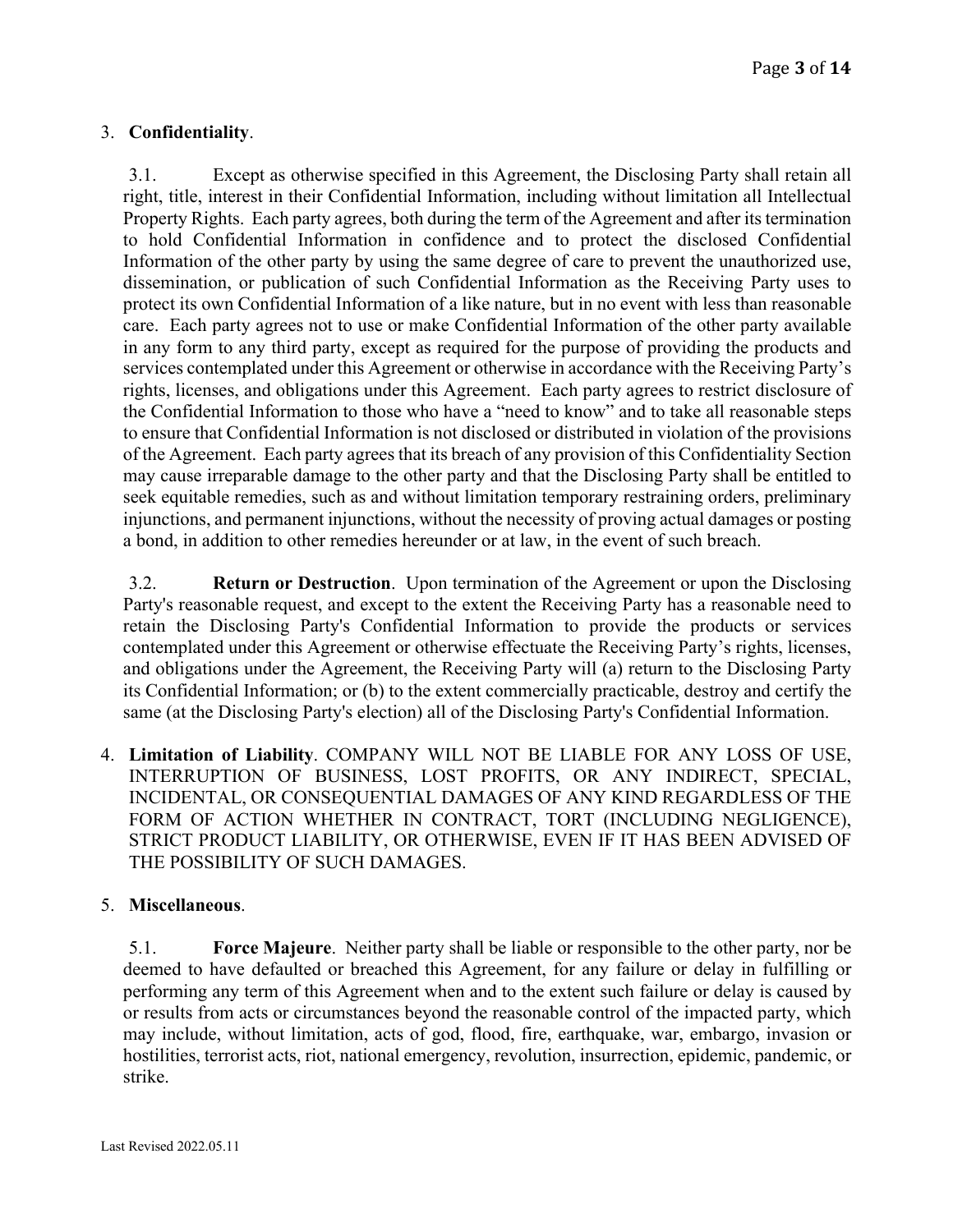3. **Confidentiality**.

3.1. Except as otherwise specified in this Agreement, the Disclosing Party shall retain all right, title, interest in their Confidential Information, including without limitation all Intellectual Property Rights. Each party agrees, both during the term of the Agreement and after its termination to hold Confidential Information in confidence and to protect the disclosed Confidential Information of the other party by using the same degree of care to prevent the unauthorized use, dissemination, or publication of such Confidential Information as the Receiving Party uses to protect its own Confidential Information of a like nature, but in no event with less than reasonable care. Each party agrees not to use or make Confidential Information of the other party available in any form to any third party, except as required for the purpose of providing the products and services contemplated under this Agreement or otherwise in accordance with the Receiving Party's rights, licenses, and obligations under this Agreement. Each party agrees to restrict disclosure of the Confidential Information to those who have a "need to know" and to take all reasonable steps to ensure that Confidential Information is not disclosed or distributed in violation of the provisions of the Agreement. Each party agrees that its breach of any provision of this Confidentiality Section may cause irreparable damage to the other party and that the Disclosing Party shall be entitled to seek equitable remedies, such as and without limitation temporary restraining orders, preliminary injunctions, and permanent injunctions, without the necessity of proving actual damages or posting a bond, in addition to other remedies hereunder or at law, in the event of such breach.

3.2. **Return or Destruction**. Upon termination of the Agreement or upon the Disclosing Party's reasonable request, and except to the extent the Receiving Party has a reasonable need to retain the Disclosing Party's Confidential Information to provide the products or services contemplated under this Agreement or otherwise effectuate the Receiving Party's rights, licenses, and obligations under the Agreement, the Receiving Party will (a) return to the Disclosing Party its Confidential Information; or (b) to the extent commercially practicable, destroy and certify the same (at the Disclosing Party's election) all of the Disclosing Party's Confidential Information.

4. **Limitation of Liability**. COMPANY WILL NOT BE LIABLE FOR ANY LOSS OF USE, INTERRUPTION OF BUSINESS, LOST PROFITS, OR ANY INDIRECT, SPECIAL, INCIDENTAL, OR CONSEQUENTIAL DAMAGES OF ANY KIND REGARDLESS OF THE FORM OF ACTION WHETHER IN CONTRACT, TORT (INCLUDING NEGLIGENCE), STRICT PRODUCT LIABILITY, OR OTHERWISE, EVEN IF IT HAS BEEN ADVISED OF THE POSSIBILITY OF SUCH DAMAGES.

5. **Miscellaneous**.

5.1. **Force Majeure**. Neither party shall be liable or responsible to the other party, nor be deemed to have defaulted or breached this Agreement, for any failure or delay in fulfilling or performing any term of this Agreement when and to the extent such failure or delay is caused by or results from acts or circumstances beyond the reasonable control of the impacted party, which may include, without limitation, acts of god, flood, fire, earthquake, war, embargo, invasion or hostilities, terrorist acts, riot, national emergency, revolution, insurrection, epidemic, pandemic, or strike.

Last Revised 2022.05.11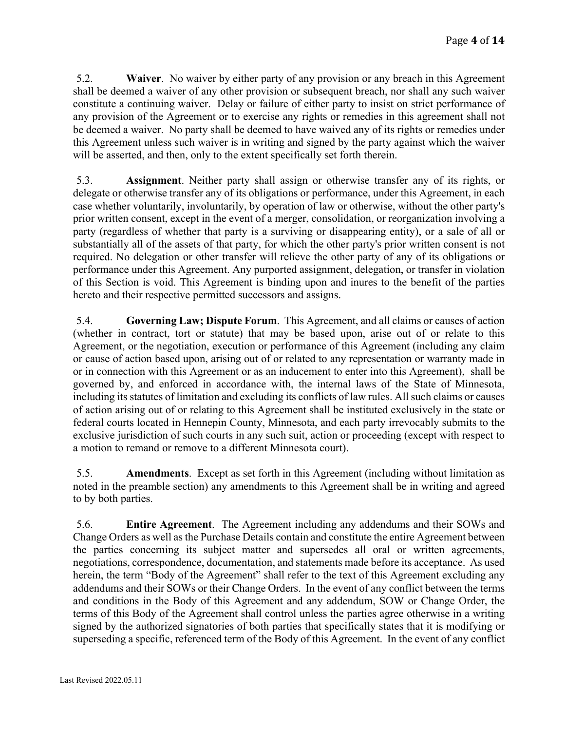5.2. **Waiver**. No waiver by either party of any provision or any breach in this Agreement shall be deemed a waiver of any other provision or subsequent breach, nor shall any such waiver constitute a continuing waiver. Delay or failure of either party to insist on strict performance of any provision of the Agreement or to exercise any rights or remedies in this agreement shall not be deemed a waiver. No party shall be deemed to have waived any of its rights or remedies under this Agreement unless such waiver is in writing and signed by the party against which the waiver will be asserted, and then, only to the extent specifically set forth therein.

5.3. **Assignment**. Neither party shall assign or otherwise transfer any of its rights, or delegate or otherwise transfer any of its obligations or performance, under this Agreement, in each case whether voluntarily, involuntarily, by operation of law or otherwise, without the other party's prior written consent, except in the event of a merger, consolidation, or reorganization involving a party (regardless of whether that party is a surviving or disappearing entity), or a sale of all or substantially all of the assets of that party, for which the other party's prior written consent is not required. No delegation or other transfer will relieve the other party of any of its obligations or performance under this Agreement. Any purported assignment, delegation, or transfer in violation of this Section is void. This Agreement is binding upon and inures to the benefit of the parties hereto and their respective permitted successors and assigns.

5.4. **Governing Law; Dispute Forum**. This Agreement, and all claims or causes of action (whether in contract, tort or statute) that may be based upon, arise out of or relate to this Agreement, or the negotiation, execution or performance of this Agreement (including any claim or cause of action based upon, arising out of or related to any representation or warranty made in or in connection with this Agreement or as an inducement to enter into this Agreement), shall be governed by, and enforced in accordance with, the internal laws of the State of Minnesota, including its statutes of limitation and excluding its conflicts of law rules. All such claims or causes of action arising out of or relating to this Agreement shall be instituted exclusively in the state or federal courts located in Hennepin County, Minnesota, and each party irrevocably submits to the exclusive jurisdiction of such courts in any such suit, action or proceeding (except with respect to a motion to remand or remove to a different Minnesota court).

5.5. **Amendments**. Except as set forth in this Agreement (including without limitation as noted in the preamble section) any amendments to this Agreement shall be in writing and agreed to by both parties.

5.6. **Entire Agreement**. The Agreement including any addendums and their SOWs and Change Orders as well as the Purchase Details contain and constitute the entire Agreement between the parties concerning its subject matter and supersedes all oral or written agreements, negotiations, correspondence, documentation, and statements made before its acceptance. As used herein, the term "Body of the Agreement" shall refer to the text of this Agreement excluding any addendums and their SOWs or their Change Orders. In the event of any conflict between the terms and conditions in the Body of this Agreement and any addendum, SOW or Change Order, the terms of this Body of the Agreement shall control unless the parties agree otherwise in a writing signed by the authorized signatories of both parties that specifically states that it is modifying or superseding a specific, referenced term of the Body of this Agreement. In the event of any conflict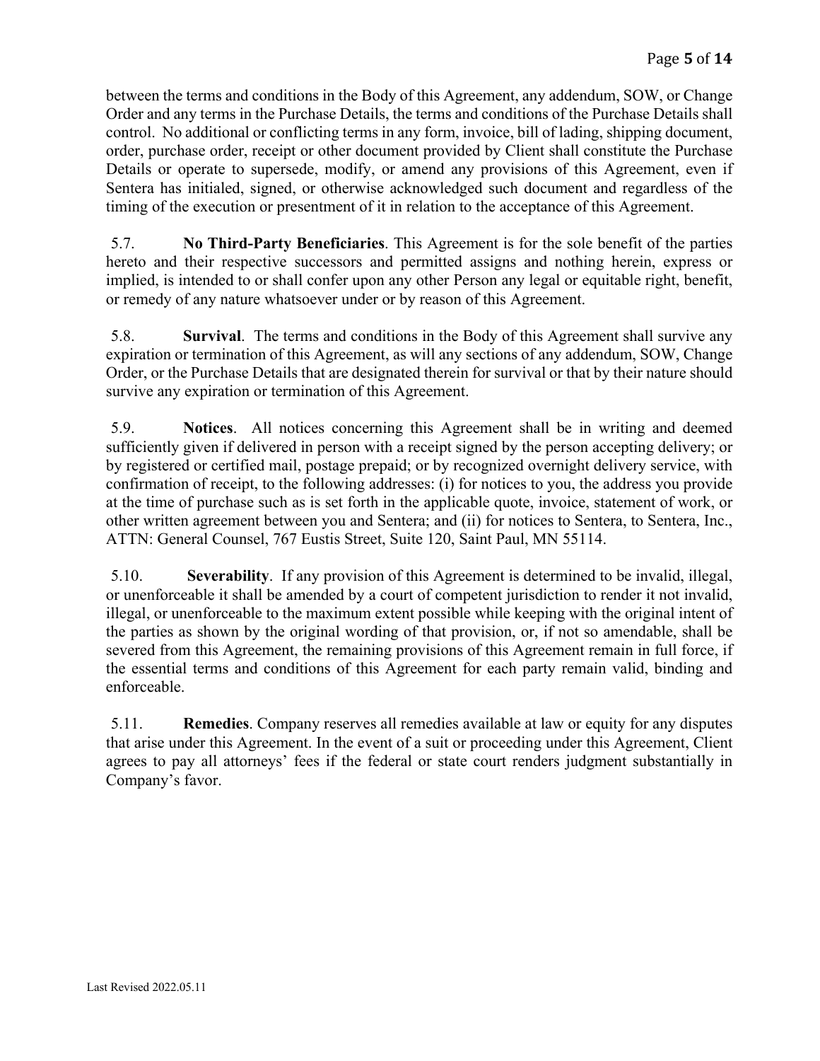between the terms and conditions in the Body of this Agreement, any addendum, SOW, or Change Order and any terms in the Purchase Details, the terms and conditions of the Purchase Details shall control. No additional or conflicting terms in any form, invoice, bill of lading, shipping document, order, purchase order, receipt or other document provided by Client shall constitute the Purchase Details or operate to supersede, modify, or amend any provisions of this Agreement, even if Sentera has initialed, signed, or otherwise acknowledged such document and regardless of the timing of the execution or presentment of it in relation to the acceptance of this Agreement.

5.7. **No Third-Party Beneficiaries**. This Agreement is for the sole benefit of the parties hereto and their respective successors and permitted assigns and nothing herein, express or implied, is intended to or shall confer upon any other Person any legal or equitable right, benefit, or remedy of any nature whatsoever under or by reason of this Agreement.

5.8. **Survival**. The terms and conditions in the Body of this Agreement shall survive any expiration or termination of this Agreement, as will any sections of any addendum, SOW, Change Order, or the Purchase Details that are designated therein for survival or that by their nature should survive any expiration or termination of this Agreement.

5.9. **Notices**. All notices concerning this Agreement shall be in writing and deemed sufficiently given if delivered in person with a receipt signed by the person accepting delivery; or by registered or certified mail, postage prepaid; or by recognized overnight delivery service, with confirmation of receipt, to the following addresses: (i) for notices to you, the address you provide at the time of purchase such as is set forth in the applicable quote, invoice, statement of work, or other written agreement between you and Sentera; and (ii) for notices to Sentera, to Sentera, Inc., ATTN: General Counsel, 767 Eustis Street, Suite 120, Saint Paul, MN 55114.

5.10. **Severability**. If any provision of this Agreement is determined to be invalid, illegal, or unenforceable it shall be amended by a court of competent jurisdiction to render it not invalid, illegal, or unenforceable to the maximum extent possible while keeping with the original intent of the parties as shown by the original wording of that provision, or, if not so amendable, shall be severed from this Agreement, the remaining provisions of this Agreement remain in full force, if the essential terms and conditions of this Agreement for each party remain valid, binding and enforceable.

5.11. **Remedies**. Company reserves all remedies available at law or equity for any disputes that arise under this Agreement. In the event of a suit or proceeding under this Agreement, Client agrees to pay all attorneys' fees if the federal or state court renders judgment substantially in Company's favor.

Last Revised 2022.05.11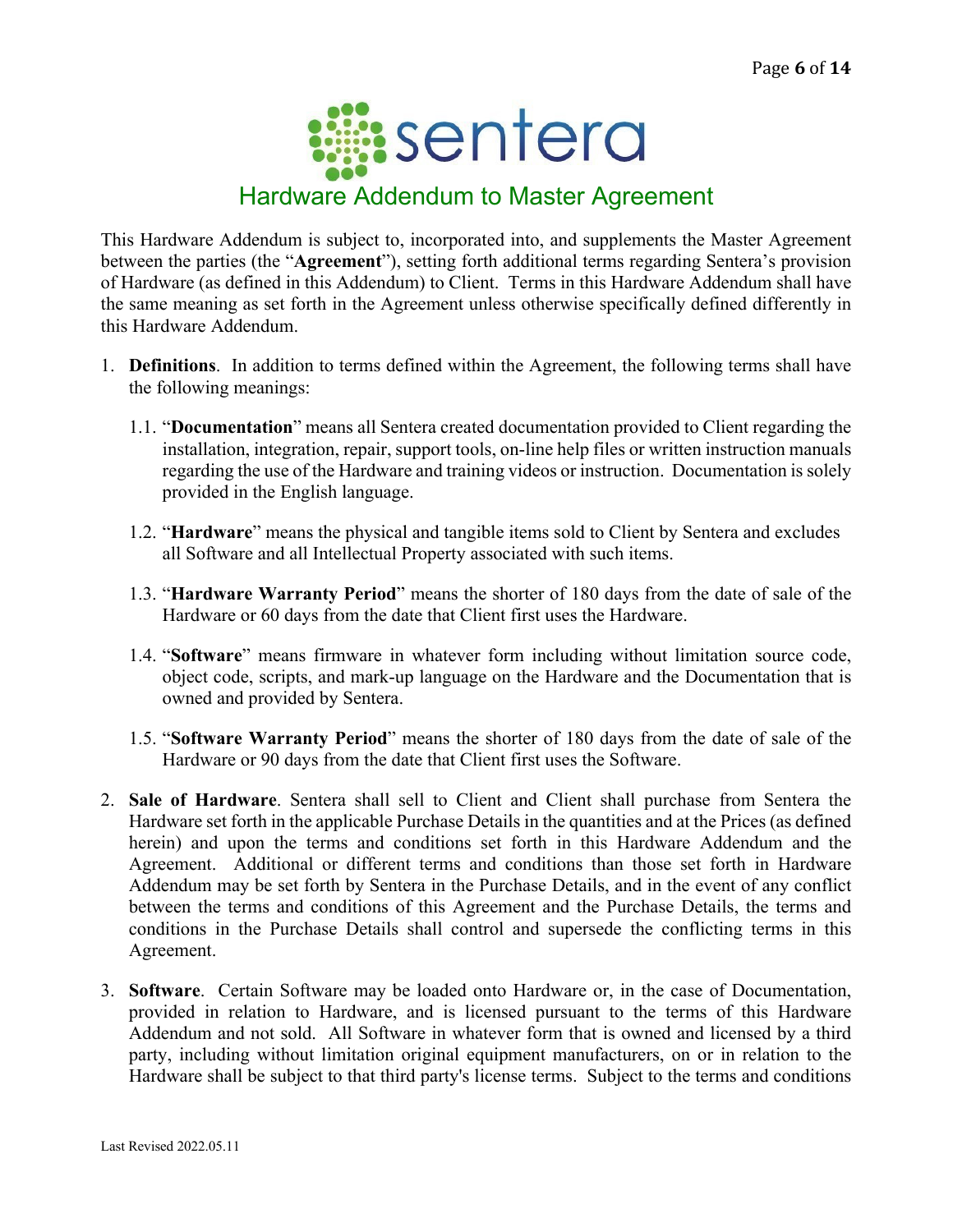# Hardware Addendum to Master Agreement

This Hardware Addendum is subject to, incorporated into, and supplements the Master Agreement between the parties (the "**Agreement**"), setting forth additional terms regarding Sentera's provision of Hardware (as defined in this Addendum) to Client. Terms in this Hardware Addendum shall have the same meaning as set forth in the Agreement unless otherwise specifically defined differently in this Hardware Addendum.

1. **Definitions**. In addition to terms defined within the Agreement, the following terms shall have the following meanings:

   1.1. "**Documentation**" means all Sentera created documentation provided to Client regarding the installation, integration, repair, support tools, on-line help files or written instruction manuals regarding the use of the Hardware and training videos or instruction. Documentation is solely provided in the English language.

   1.2. "**Hardware**" means the physical and tangible items sold to Client by Sentera and excludes all Software and all Intellectual Property associated with such items.

   1.3. "**Hardware Warranty Period**" means the shorter of 180 days from the date of sale of the Hardware or 60 days from the date that Client first uses the Hardware.

   1.4. "**Software**" means firmware in whatever form including without limitation source code, object code, scripts, and mark-up language on the Hardware and the Documentation that is owned and provided by Sentera.

   1.5. "**Software Warranty Period**" means the shorter of 180 days from the date of sale of the Hardware or 90 days from the date that Client first uses the Software.

2. **Sale of Hardware**. Sentera shall sell to Client and Client shall purchase from Sentera the Hardware set forth in the applicable Purchase Details in the quantities and at the Prices (as defined herein) and upon the terms and conditions set forth in this Hardware Addendum and the Agreement. Additional or different terms and conditions than those set forth in Hardware Addendum may be set forth by Sentera in the Purchase Details, and in the event of any conflict between the terms and conditions of this Agreement and the Purchase Details, the terms and conditions in the Purchase Details shall control and supersede the conflicting terms in this Agreement.

3. **Software**. Certain Software may be loaded onto Hardware or, in the case of Documentation, provided in relation to Hardware, and is licensed pursuant to the terms of this Hardware Addendum and not sold. All Software in whatever form that is owned and licensed by a third party, including without limitation original equipment manufacturers, on or in relation to the Hardware shall be subject to that third party's license terms. Subject to the terms and conditions

Last Revised 2022.05.11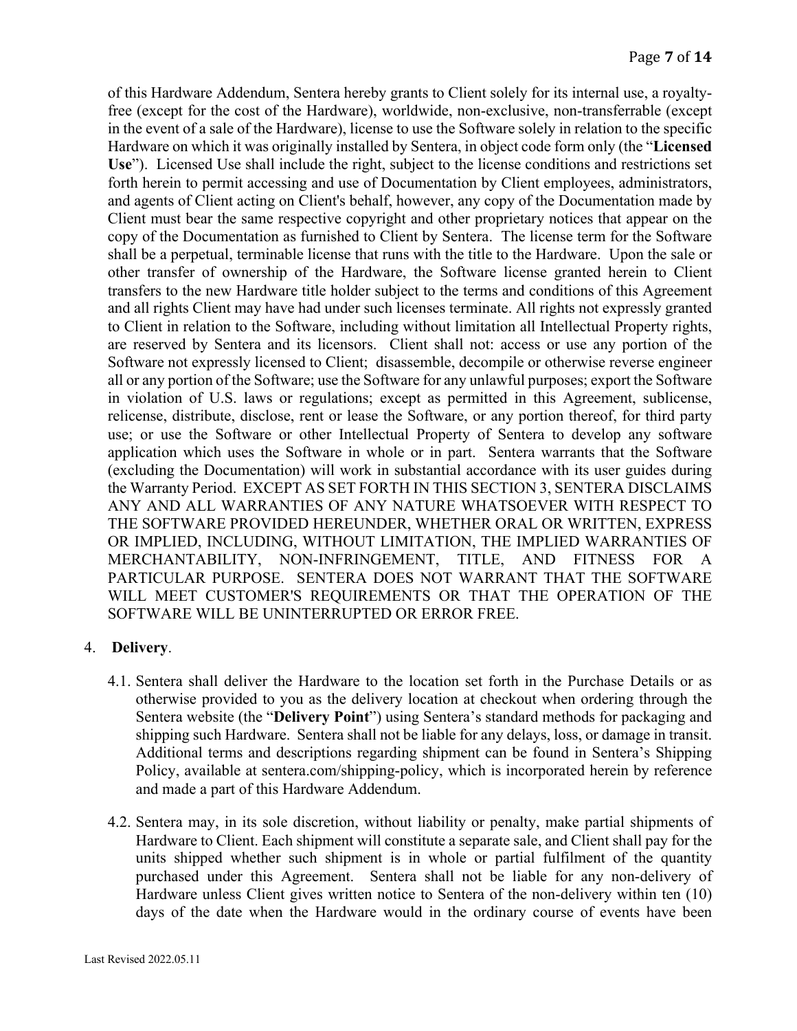of this Hardware Addendum, Sentera hereby grants to Client solely for its internal use, a royalty-free (except for the cost of the Hardware), worldwide, non-exclusive, non-transferrable (except in the event of a sale of the Hardware), license to use the Software solely in relation to the specific Hardware on which it was originally installed by Sentera, in object code form only (the "**Licensed Use**"). Licensed Use shall include the right, subject to the license conditions and restrictions set forth herein to permit accessing and use of Documentation by Client employees, administrators, and agents of Client acting on Client's behalf, however, any copy of the Documentation made by Client must bear the same respective copyright and other proprietary notices that appear on the copy of the Documentation as furnished to Client by Sentera. The license term for the Software shall be a perpetual, terminable license that runs with the title to the Hardware. Upon the sale or other transfer of ownership of the Hardware, the Software license granted herein to Client transfers to the new Hardware title holder subject to the terms and conditions of this Agreement and all rights Client may have had under such licenses terminate. All rights not expressly granted to Client in relation to the Software, including without limitation all Intellectual Property rights, are reserved by Sentera and its licensors. Client shall not: access or use any portion of the Software not expressly licensed to Client; disassemble, decompile or otherwise reverse engineer all or any portion of the Software; use the Software for any unlawful purposes; export the Software in violation of U.S. laws or regulations; except as permitted in this Agreement, sublicense, relicense, distribute, disclose, rent or lease the Software, or any portion thereof, for third party use; or use the Software or other Intellectual Property of Sentera to develop any software application which uses the Software in whole or in part. Sentera warrants that the Software (excluding the Documentation) will work in substantial accordance with its user guides during the Warranty Period. EXCEPT AS SET FORTH IN THIS SECTION 3, SENTERA DISCLAIMS ANY AND ALL WARRANTIES OF ANY NATURE WHATSOEVER WITH RESPECT TO THE SOFTWARE PROVIDED HEREUNDER, WHETHER ORAL OR WRITTEN, EXPRESS OR IMPLIED, INCLUDING, WITHOUT LIMITATION, THE IMPLIED WARRANTIES OF MERCHANTABILITY, NON-INFRINGEMENT, TITLE, AND FITNESS FOR A PARTICULAR PURPOSE. SENTERA DOES NOT WARRANT THAT THE SOFTWARE WILL MEET CUSTOMER'S REQUIREMENTS OR THAT THE OPERATION OF THE SOFTWARE WILL BE UNINTERRUPTED OR ERROR FREE.

4. **Delivery**.

   4.1. Sentera shall deliver the Hardware to the location set forth in the Purchase Details or as otherwise provided to you as the delivery location at checkout when ordering through the Sentera website (the "**Delivery Point**") using Sentera's standard methods for packaging and shipping such Hardware. Sentera shall not be liable for any delays, loss, or damage in transit. Additional terms and descriptions regarding shipment can be found in Sentera's Shipping Policy, available at sentera.com/shipping-policy, which is incorporated herein by reference and made a part of this Hardware Addendum.

   4.2. Sentera may, in its sole discretion, without liability or penalty, make partial shipments of Hardware to Client. Each shipment will constitute a separate sale, and Client shall pay for the units shipped whether such shipment is in whole or partial fulfilment of the quantity purchased under this Agreement. Sentera shall not be liable for any non-delivery of Hardware unless Client gives written notice to Sentera of the non-delivery within ten (10) days of the date when the Hardware would in the ordinary course of events have been

Last Revised 2022.05.11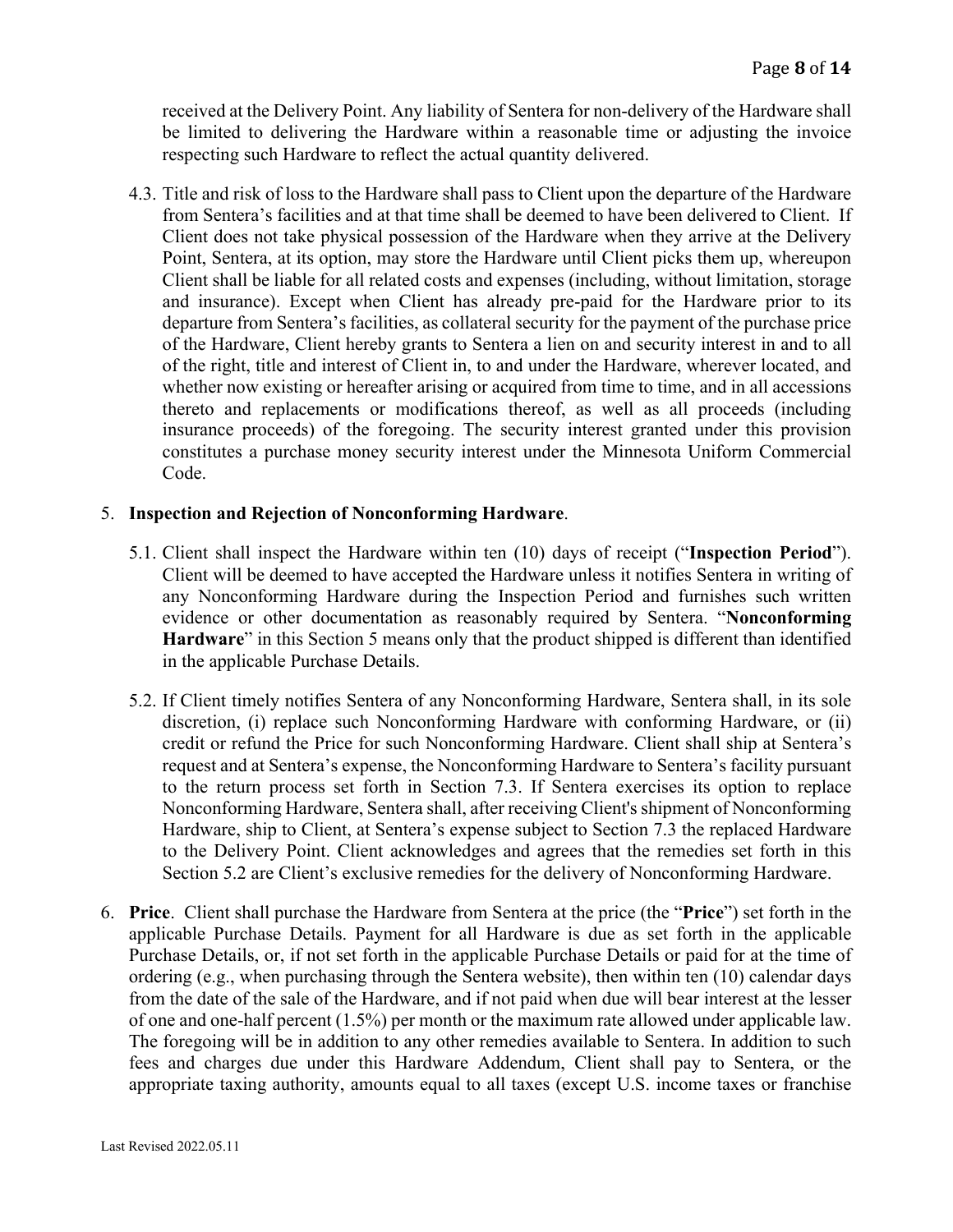received at the Delivery Point. Any liability of Sentera for non-delivery of the Hardware shall be limited to delivering the Hardware within a reasonable time or adjusting the invoice respecting such Hardware to reflect the actual quantity delivered.

4.3. Title and risk of loss to the Hardware shall pass to Client upon the departure of the Hardware from Sentera's facilities and at that time shall be deemed to have been delivered to Client. If Client does not take physical possession of the Hardware when they arrive at the Delivery Point, Sentera, at its option, may store the Hardware until Client picks them up, whereupon Client shall be liable for all related costs and expenses (including, without limitation, storage and insurance). Except when Client has already pre-paid for the Hardware prior to its departure from Sentera's facilities, as collateral security for the payment of the purchase price of the Hardware, Client hereby grants to Sentera a lien on and security interest in and to all of the right, title and interest of Client in, to and under the Hardware, wherever located, and whether now existing or hereafter arising or acquired from time to time, and in all accessions thereto and replacements or modifications thereof, as well as all proceeds (including insurance proceeds) of the foregoing. The security interest granted under this provision constitutes a purchase money security interest under the Minnesota Uniform Commercial Code.

5. **Inspection and Rejection of Nonconforming Hardware**.

5.1. Client shall inspect the Hardware within ten (10) days of receipt ("**Inspection Period**"). Client will be deemed to have accepted the Hardware unless it notifies Sentera in writing of any Nonconforming Hardware during the Inspection Period and furnishes such written evidence or other documentation as reasonably required by Sentera. "**Nonconforming Hardware**" in this Section 5 means only that the product shipped is different than identified in the applicable Purchase Details.

5.2. If Client timely notifies Sentera of any Nonconforming Hardware, Sentera shall, in its sole discretion, (i) replace such Nonconforming Hardware with conforming Hardware, or (ii) credit or refund the Price for such Nonconforming Hardware. Client shall ship at Sentera's request and at Sentera's expense, the Nonconforming Hardware to Sentera's facility pursuant to the return process set forth in Section 7.3. If Sentera exercises its option to replace Nonconforming Hardware, Sentera shall, after receiving Client's shipment of Nonconforming Hardware, ship to Client, at Sentera's expense subject to Section 7.3 the replaced Hardware to the Delivery Point. Client acknowledges and agrees that the remedies set forth in this Section 5.2 are Client's exclusive remedies for the delivery of Nonconforming Hardware.

6. **Price**. Client shall purchase the Hardware from Sentera at the price (the "**Price**") set forth in the applicable Purchase Details. Payment for all Hardware is due as set forth in the applicable Purchase Details, or, if not set forth in the applicable Purchase Details or paid for at the time of ordering (e.g., when purchasing through the Sentera website), then within ten (10) calendar days from the date of the sale of the Hardware, and if not paid when due will bear interest at the lesser of one and one-half percent (1.5%) per month or the maximum rate allowed under applicable law. The foregoing will be in addition to any other remedies available to Sentera. In addition to such fees and charges due under this Hardware Addendum, Client shall pay to Sentera, or the appropriate taxing authority, amounts equal to all taxes (except U.S. income taxes or franchise

Last Revised 2022.05.11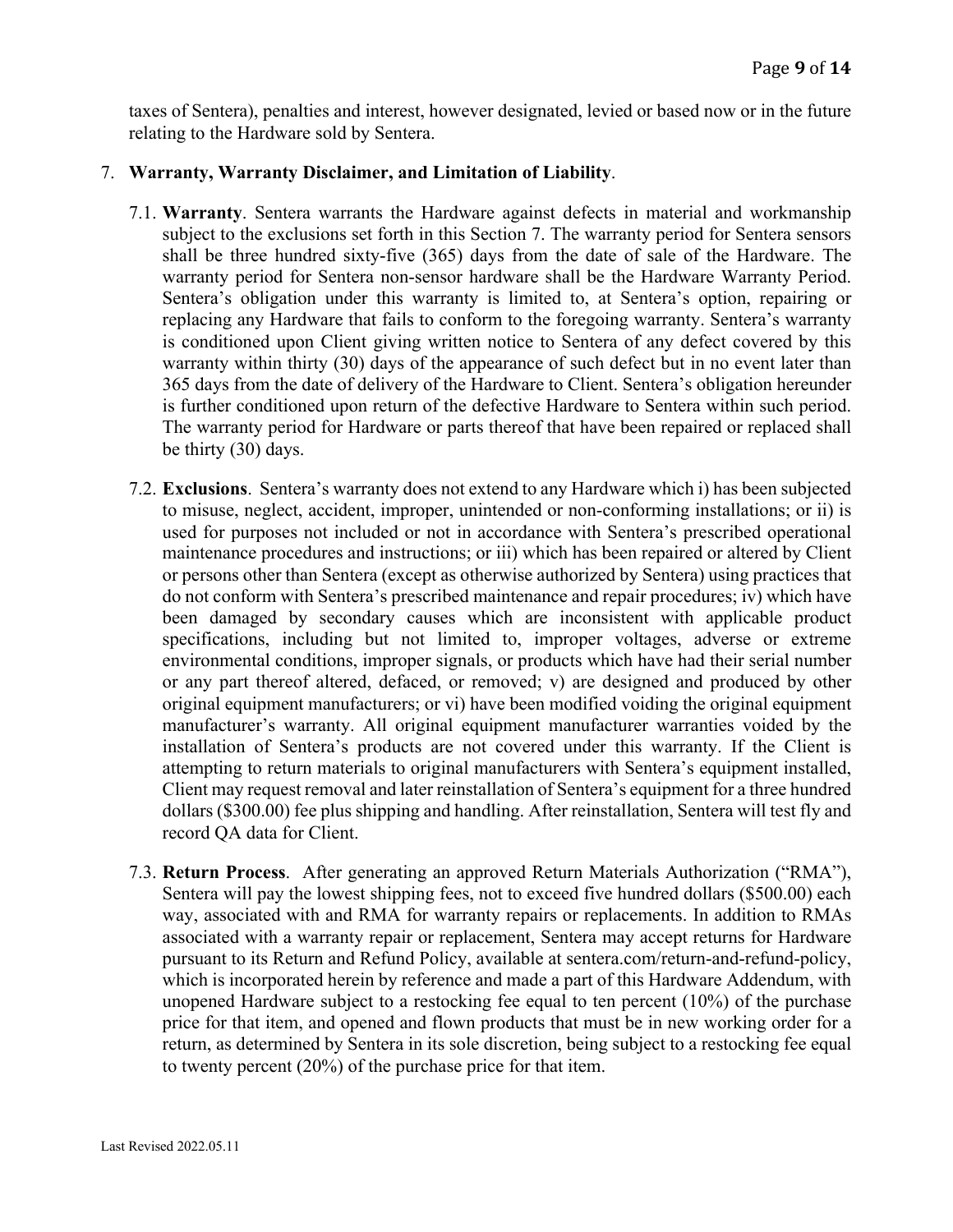taxes of Sentera), penalties and interest, however designated, levied or based now or in the future relating to the Hardware sold by Sentera.

7. **Warranty, Warranty Disclaimer, and Limitation of Liability**.

   7.1. **Warranty**. Sentera warrants the Hardware against defects in material and workmanship subject to the exclusions set forth in this Section 7. The warranty period for Sentera sensors shall be three hundred sixty-five (365) days from the date of sale of the Hardware. The warranty period for Sentera non-sensor hardware shall be the Hardware Warranty Period. Sentera's obligation under this warranty is limited to, at Sentera's option, repairing or replacing any Hardware that fails to conform to the foregoing warranty. Sentera's warranty is conditioned upon Client giving written notice to Sentera of any defect covered by this warranty within thirty (30) days of the appearance of such defect but in no event later than 365 days from the date of delivery of the Hardware to Client. Sentera's obligation hereunder is further conditioned upon return of the defective Hardware to Sentera within such period. The warranty period for Hardware or parts thereof that have been repaired or replaced shall be thirty (30) days.

   7.2. **Exclusions**. Sentera's warranty does not extend to any Hardware which i) has been subjected to misuse, neglect, accident, improper, unintended or non-conforming installations; or ii) is used for purposes not included or not in accordance with Sentera's prescribed operational maintenance procedures and instructions; or iii) which has been repaired or altered by Client or persons other than Sentera (except as otherwise authorized by Sentera) using practices that do not conform with Sentera's prescribed maintenance and repair procedures; iv) which have been damaged by secondary causes which are inconsistent with applicable product specifications, including but not limited to, improper voltages, adverse or extreme environmental conditions, improper signals, or products which have had their serial number or any part thereof altered, defaced, or removed; v) are designed and produced by other original equipment manufacturers; or vi) have been modified voiding the original equipment manufacturer's warranty. All original equipment manufacturer warranties voided by the installation of Sentera's products are not covered under this warranty. If the Client is attempting to return materials to original manufacturers with Sentera's equipment installed, Client may request removal and later reinstallation of Sentera's equipment for a three hundred dollars ($300.00) fee plus shipping and handling. After reinstallation, Sentera will test fly and record QA data for Client.

   7.3. **Return Process**. After generating an approved Return Materials Authorization ("RMA"), Sentera will pay the lowest shipping fees, not to exceed five hundred dollars ($500.00) each way, associated with and RMA for warranty repairs or replacements. In addition to RMAs associated with a warranty repair or replacement, Sentera may accept returns for Hardware pursuant to its Return and Refund Policy, available at sentera.com/return-and-refund-policy, which is incorporated herein by reference and made a part of this Hardware Addendum, with unopened Hardware subject to a restocking fee equal to ten percent (10%) of the purchase price for that item, and opened and flown products that must be in new working order for a return, as determined by Sentera in its sole discretion, being subject to a restocking fee equal to twenty percent (20%) of the purchase price for that item.

Last Revised 2022.05.11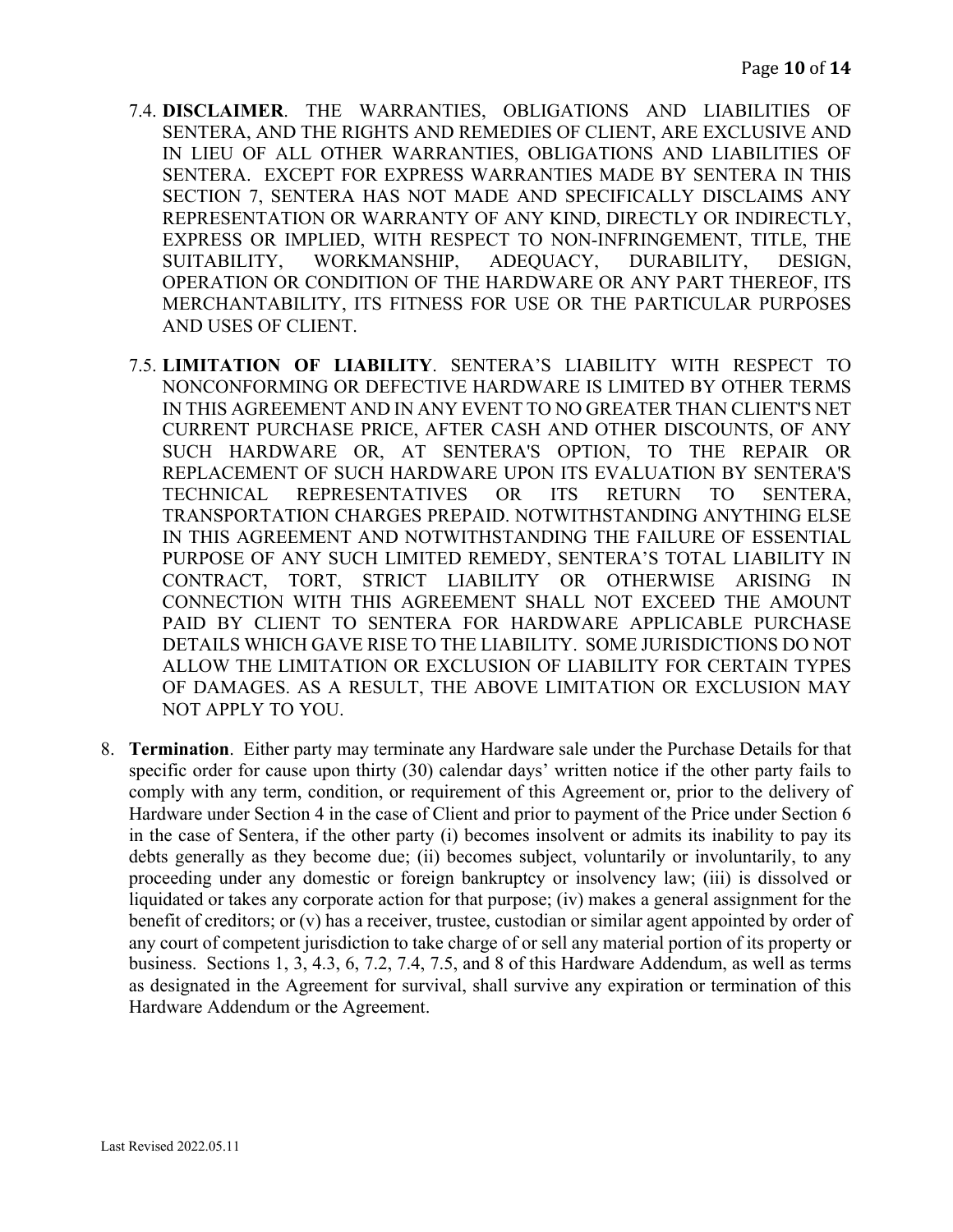7.4. **DISCLAIMER**. THE WARRANTIES, OBLIGATIONS AND LIABILITIES OF SENTERA, AND THE RIGHTS AND REMEDIES OF CLIENT, ARE EXCLUSIVE AND IN LIEU OF ALL OTHER WARRANTIES, OBLIGATIONS AND LIABILITIES OF SENTERA. EXCEPT FOR EXPRESS WARRANTIES MADE BY SENTERA IN THIS SECTION 7, SENTERA HAS NOT MADE AND SPECIFICALLY DISCLAIMS ANY REPRESENTATION OR WARRANTY OF ANY KIND, DIRECTLY OR INDIRECTLY, EXPRESS OR IMPLIED, WITH RESPECT TO NON-INFRINGEMENT, TITLE, THE SUITABILITY, WORKMANSHIP, ADEQUACY, DURABILITY, DESIGN, OPERATION OR CONDITION OF THE HARDWARE OR ANY PART THEREOF, ITS MERCHANTABILITY, ITS FITNESS FOR USE OR THE PARTICULAR PURPOSES AND USES OF CLIENT.

7.5. **LIMITATION OF LIABILITY**. SENTERA'S LIABILITY WITH RESPECT TO NONCONFORMING OR DEFECTIVE HARDWARE IS LIMITED BY OTHER TERMS IN THIS AGREEMENT AND IN ANY EVENT TO NO GREATER THAN CLIENT'S NET CURRENT PURCHASE PRICE, AFTER CASH AND OTHER DISCOUNTS, OF ANY SUCH HARDWARE OR, AT SENTERA'S OPTION, TO THE REPAIR OR REPLACEMENT OF SUCH HARDWARE UPON ITS EVALUATION BY SENTERA'S TECHNICAL REPRESENTATIVES OR ITS RETURN TO SENTERA, TRANSPORTATION CHARGES PREPAID. NOTWITHSTANDING ANYTHING ELSE IN THIS AGREEMENT AND NOTWITHSTANDING THE FAILURE OF ESSENTIAL PURPOSE OF ANY SUCH LIMITED REMEDY, SENTERA'S TOTAL LIABILITY IN CONTRACT, TORT, STRICT LIABILITY OR OTHERWISE ARISING IN CONNECTION WITH THIS AGREEMENT SHALL NOT EXCEED THE AMOUNT PAID BY CLIENT TO SENTERA FOR HARDWARE APPLICABLE PURCHASE DETAILS WHICH GAVE RISE TO THE LIABILITY. SOME JURISDICTIONS DO NOT ALLOW THE LIMITATION OR EXCLUSION OF LIABILITY FOR CERTAIN TYPES OF DAMAGES. AS A RESULT, THE ABOVE LIMITATION OR EXCLUSION MAY NOT APPLY TO YOU.

8. **Termination**. Either party may terminate any Hardware sale under the Purchase Details for that specific order for cause upon thirty (30) calendar days' written notice if the other party fails to comply with any term, condition, or requirement of this Agreement or, prior to the delivery of Hardware under Section 4 in the case of Client and prior to payment of the Price under Section 6 in the case of Sentera, if the other party (i) becomes insolvent or admits its inability to pay its debts generally as they become due; (ii) becomes subject, voluntarily or involuntarily, to any proceeding under any domestic or foreign bankruptcy or insolvency law; (iii) is dissolved or liquidated or takes any corporate action for that purpose; (iv) makes a general assignment for the benefit of creditors; or (v) has a receiver, trustee, custodian or similar agent appointed by order of any court of competent jurisdiction to take charge of or sell any material portion of its property or business. Sections 1, 3, 4.3, 6, 7.2, 7.4, 7.5, and 8 of this Hardware Addendum, as well as terms as designated in the Agreement for survival, shall survive any expiration or termination of this Hardware Addendum or the Agreement.

Last Revised 2022.05.11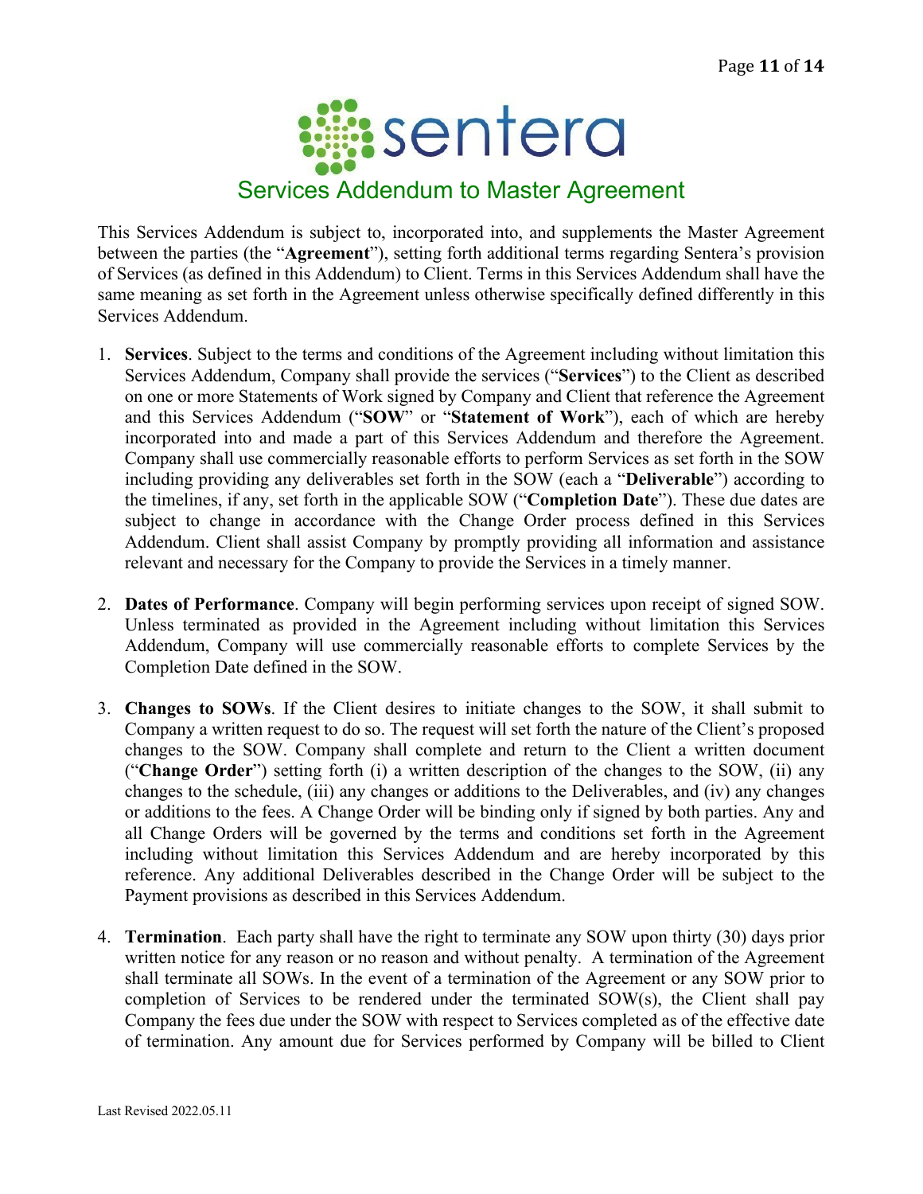# Services Addendum to Master Agreement

This Services Addendum is subject to, incorporated into, and supplements the Master Agreement between the parties (the "**Agreement**"), setting forth additional terms regarding Sentera's provision of Services (as defined in this Addendum) to Client. Terms in this Services Addendum shall have the same meaning as set forth in the Agreement unless otherwise specifically defined differently in this Services Addendum.

1. **Services**. Subject to the terms and conditions of the Agreement including without limitation this Services Addendum, Company shall provide the services ("**Services**") to the Client as described on one or more Statements of Work signed by Company and Client that reference the Agreement and this Services Addendum ("**SOW**" or "**Statement of Work**"), each of which are hereby incorporated into and made a part of this Services Addendum and therefore the Agreement. Company shall use commercially reasonable efforts to perform Services as set forth in the SOW including providing any deliverables set forth in the SOW (each a "**Deliverable**") according to the timelines, if any, set forth in the applicable SOW ("**Completion Date**"). These due dates are subject to change in accordance with the Change Order process defined in this Services Addendum. Client shall assist Company by promptly providing all information and assistance relevant and necessary for the Company to provide the Services in a timely manner.

2. **Dates of Performance**. Company will begin performing services upon receipt of signed SOW. Unless terminated as provided in the Agreement including without limitation this Services Addendum, Company will use commercially reasonable efforts to complete Services by the Completion Date defined in the SOW.

3. **Changes to SOWs**. If the Client desires to initiate changes to the SOW, it shall submit to Company a written request to do so. The request will set forth the nature of the Client's proposed changes to the SOW. Company shall complete and return to the Client a written document ("**Change Order**") setting forth (i) a written description of the changes to the SOW, (ii) any changes to the schedule, (iii) any changes or additions to the Deliverables, and (iv) any changes or additions to the fees. A Change Order will be binding only if signed by both parties. Any and all Change Orders will be governed by the terms and conditions set forth in the Agreement including without limitation this Services Addendum and are hereby incorporated by this reference. Any additional Deliverables described in the Change Order will be subject to the Payment provisions as described in this Services Addendum.

4. **Termination**. Each party shall have the right to terminate any SOW upon thirty (30) days prior written notice for any reason or no reason and without penalty. A termination of the Agreement shall terminate all SOWs. In the event of a termination of the Agreement or any SOW prior to completion of Services to be rendered under the terminated SOW(s), the Client shall pay Company the fees due under the SOW with respect to Services completed as of the effective date of termination. Any amount due for Services performed by Company will be billed to Client

Last Revised 2022.05.11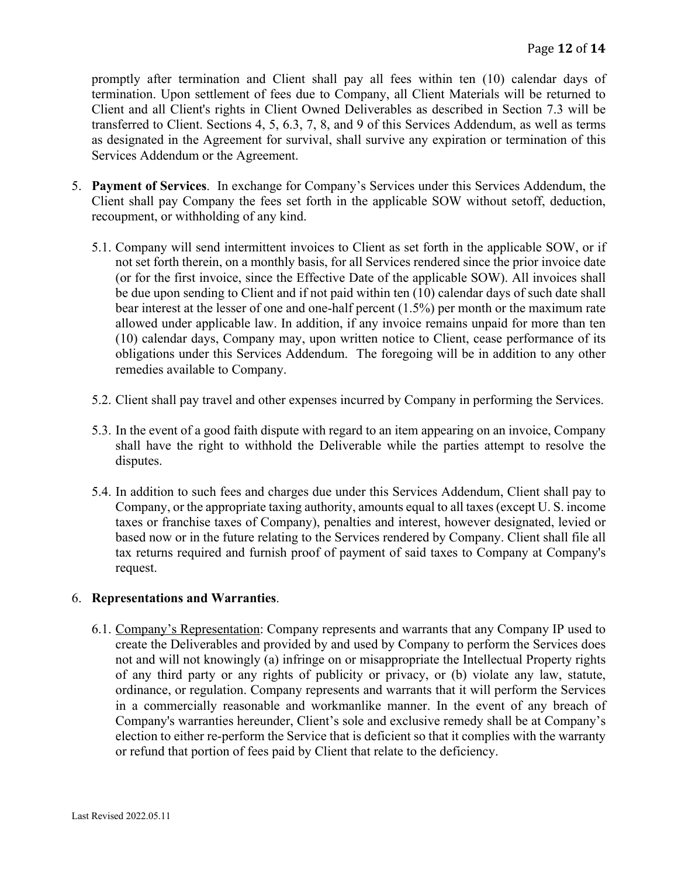promptly after termination and Client shall pay all fees within ten (10) calendar days of termination. Upon settlement of fees due to Company, all Client Materials will be returned to Client and all Client's rights in Client Owned Deliverables as described in Section 7.3 will be transferred to Client. Sections 4, 5, 6.3, 7, 8, and 9 of this Services Addendum, as well as terms as designated in the Agreement for survival, shall survive any expiration or termination of this Services Addendum or the Agreement.

5. **Payment of Services**. In exchange for Company's Services under this Services Addendum, the Client shall pay Company the fees set forth in the applicable SOW without setoff, deduction, recoupment, or withholding of any kind.

   5.1. Company will send intermittent invoices to Client as set forth in the applicable SOW, or if not set forth therein, on a monthly basis, for all Services rendered since the prior invoice date (or for the first invoice, since the Effective Date of the applicable SOW). All invoices shall be due upon sending to Client and if not paid within ten (10) calendar days of such date shall bear interest at the lesser of one and one-half percent (1.5%) per month or the maximum rate allowed under applicable law. In addition, if any invoice remains unpaid for more than ten (10) calendar days, Company may, upon written notice to Client, cease performance of its obligations under this Services Addendum. The foregoing will be in addition to any other remedies available to Company.

   5.2. Client shall pay travel and other expenses incurred by Company in performing the Services.

   5.3. In the event of a good faith dispute with regard to an item appearing on an invoice, Company shall have the right to withhold the Deliverable while the parties attempt to resolve the disputes.

   5.4. In addition to such fees and charges due under this Services Addendum, Client shall pay to Company, or the appropriate taxing authority, amounts equal to all taxes (except U. S. income taxes or franchise taxes of Company), penalties and interest, however designated, levied or based now or in the future relating to the Services rendered by Company. Client shall file all tax returns required and furnish proof of payment of said taxes to Company at Company's request.

6. **Representations and Warranties**.

   6.1. Company's Representation: Company represents and warrants that any Company IP used to create the Deliverables and provided by and used by Company to perform the Services does not and will not knowingly (a) infringe on or misappropriate the Intellectual Property rights of any third party or any rights of publicity or privacy, or (b) violate any law, statute, ordinance, or regulation. Company represents and warrants that it will perform the Services in a commercially reasonable and workmanlike manner. In the event of any breach of Company's warranties hereunder, Client's sole and exclusive remedy shall be at Company's election to either re-perform the Service that is deficient so that it complies with the warranty or refund that portion of fees paid by Client that relate to the deficiency.

Last Revised 2022.05.11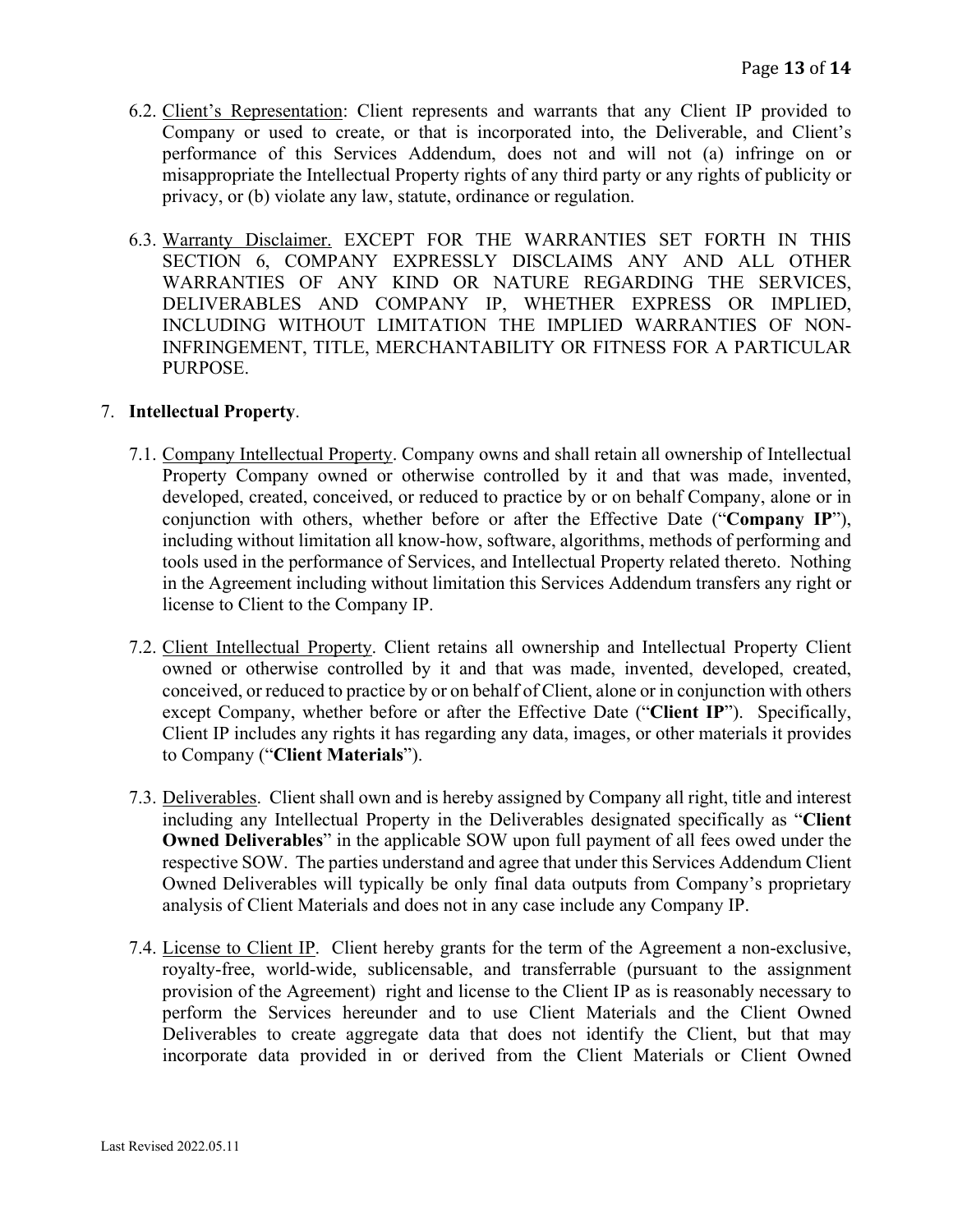6.2. Client's Representation: Client represents and warrants that any Client IP provided to Company or used to create, or that is incorporated into, the Deliverable, and Client's performance of this Services Addendum, does not and will not (a) infringe on or misappropriate the Intellectual Property rights of any third party or any rights of publicity or privacy, or (b) violate any law, statute, ordinance or regulation.

6.3. Warranty Disclaimer. EXCEPT FOR THE WARRANTIES SET FORTH IN THIS SECTION 6, COMPANY EXPRESSLY DISCLAIMS ANY AND ALL OTHER WARRANTIES OF ANY KIND OR NATURE REGARDING THE SERVICES, DELIVERABLES AND COMPANY IP, WHETHER EXPRESS OR IMPLIED, INCLUDING WITHOUT LIMITATION THE IMPLIED WARRANTIES OF NON-INFRINGEMENT, TITLE, MERCHANTABILITY OR FITNESS FOR A PARTICULAR PURPOSE.

7. **Intellectual Property**.

7.1. Company Intellectual Property. Company owns and shall retain all ownership of Intellectual Property Company owned or otherwise controlled by it and that was made, invented, developed, created, conceived, or reduced to practice by or on behalf Company, alone or in conjunction with others, whether before or after the Effective Date ("**Company IP**"), including without limitation all know-how, software, algorithms, methods of performing and tools used in the performance of Services, and Intellectual Property related thereto. Nothing in the Agreement including without limitation this Services Addendum transfers any right or license to Client to the Company IP.

7.2. Client Intellectual Property. Client retains all ownership and Intellectual Property Client owned or otherwise controlled by it and that was made, invented, developed, created, conceived, or reduced to practice by or on behalf of Client, alone or in conjunction with others except Company, whether before or after the Effective Date ("**Client IP**"). Specifically, Client IP includes any rights it has regarding any data, images, or other materials it provides to Company ("**Client Materials**").

7.3. Deliverables. Client shall own and is hereby assigned by Company all right, title and interest including any Intellectual Property in the Deliverables designated specifically as "**Client Owned Deliverables**" in the applicable SOW upon full payment of all fees owed under the respective SOW. The parties understand and agree that under this Services Addendum Client Owned Deliverables will typically be only final data outputs from Company's proprietary analysis of Client Materials and does not in any case include any Company IP.

7.4. License to Client IP. Client hereby grants for the term of the Agreement a non-exclusive, royalty-free, world-wide, sublicensable, and transferrable (pursuant to the assignment provision of the Agreement) right and license to the Client IP as is reasonably necessary to perform the Services hereunder and to use Client Materials and the Client Owned Deliverables to create aggregate data that does not identify the Client, but that may incorporate data provided in or derived from the Client Materials or Client Owned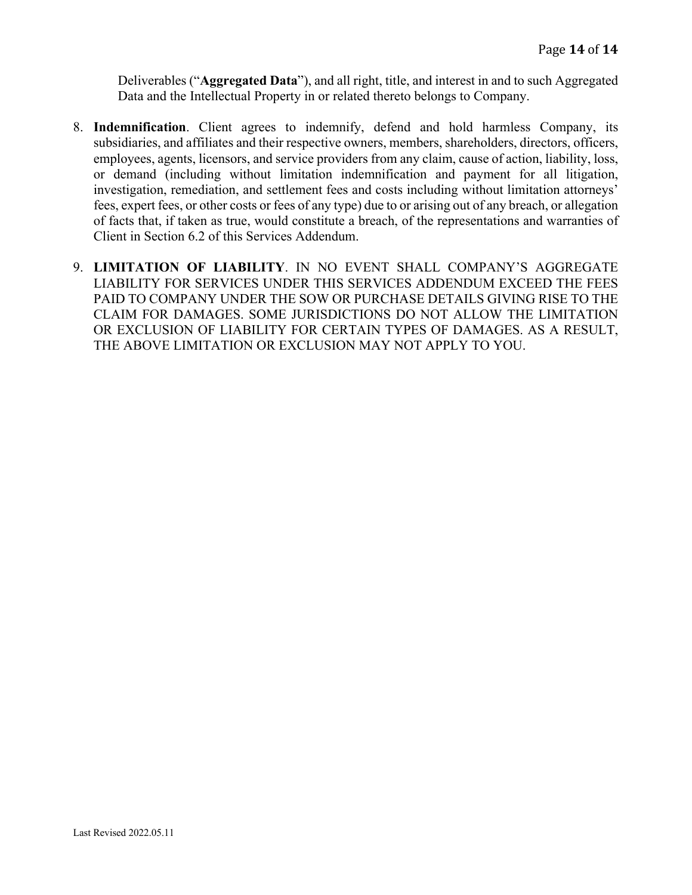Deliverables ("**Aggregated Data**"), and all right, title, and interest in and to such Aggregated Data and the Intellectual Property in or related thereto belongs to Company.

8. **Indemnification**. Client agrees to indemnify, defend and hold harmless Company, its subsidiaries, and affiliates and their respective owners, members, shareholders, directors, officers, employees, agents, licensors, and service providers from any claim, cause of action, liability, loss, or demand (including without limitation indemnification and payment for all litigation, investigation, remediation, and settlement fees and costs including without limitation attorneys' fees, expert fees, or other costs or fees of any type) due to or arising out of any breach, or allegation of facts that, if taken as true, would constitute a breach, of the representations and warranties of Client in Section 6.2 of this Services Addendum.

9. **LIMITATION OF LIABILITY**. IN NO EVENT SHALL COMPANY'S AGGREGATE LIABILITY FOR SERVICES UNDER THIS SERVICES ADDENDUM EXCEED THE FEES PAID TO COMPANY UNDER THE SOW OR PURCHASE DETAILS GIVING RISE TO THE CLAIM FOR DAMAGES. SOME JURISDICTIONS DO NOT ALLOW THE LIMITATION OR EXCLUSION OF LIABILITY FOR CERTAIN TYPES OF DAMAGES. AS A RESULT, THE ABOVE LIMITATION OR EXCLUSION MAY NOT APPLY TO YOU.

Last Revised 2022.05.11